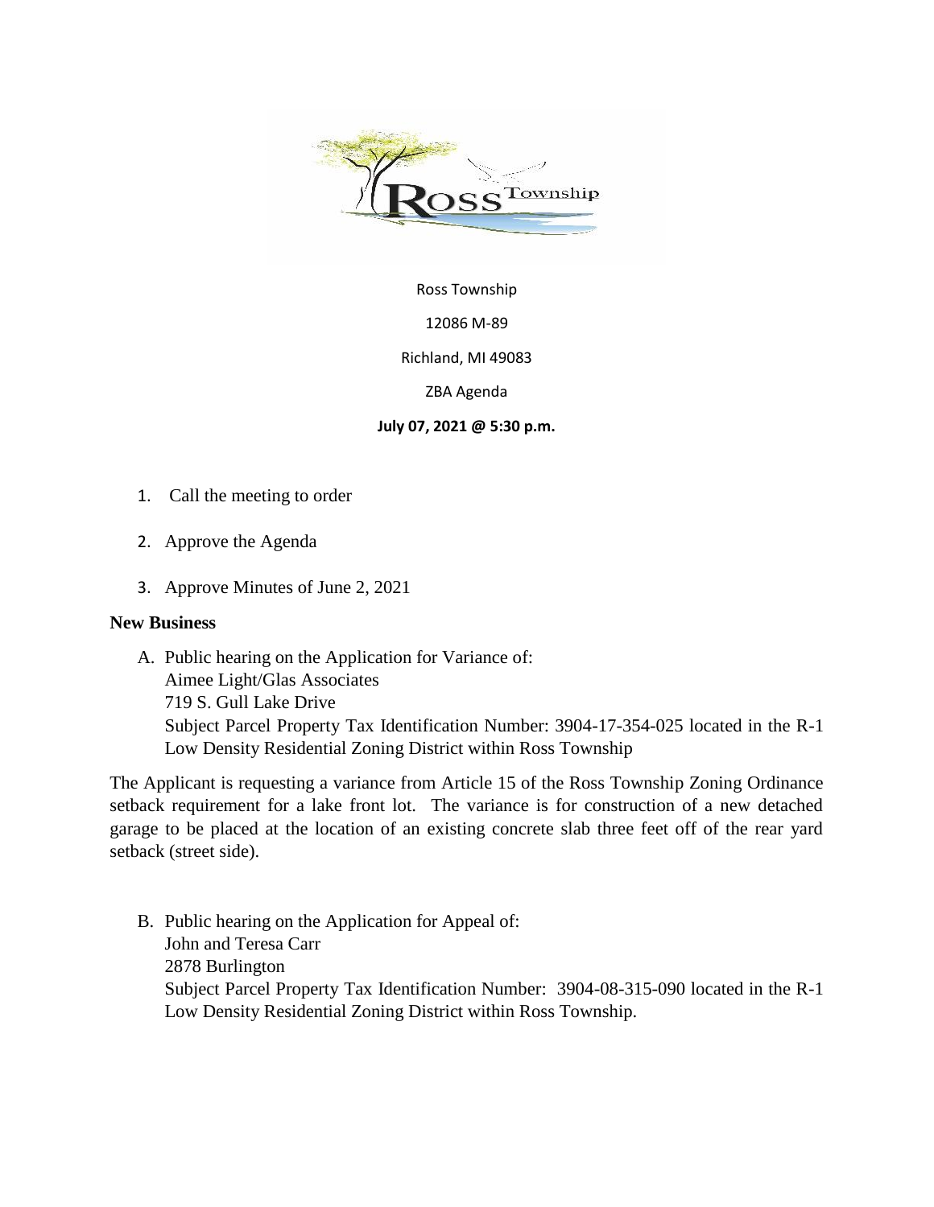Ross Township

12086 M-89

Richland, MI 49083

ZBA Agenda

**July 07, 2021 @ 5:30 p.m.**

1. Call the meeting to order
2. Approve the Agenda
3. Approve Minutes of June 2, 2021

**New Business**

A. Public hearing on the Application for Variance of:
   Aimee Light/Glas Associates
   719 S. Gull Lake Drive
   Subject Parcel Property Tax Identification Number: 3904-17-354-025 located in the R-1 Low Density Residential Zoning District within Ross Township

The Applicant is requesting a variance from Article 15 of the Ross Township Zoning Ordinance setback requirement for a lake front lot. The variance is for construction of a new detached garage to be placed at the location of an existing concrete slab three feet off of the rear yard setback (street side).

B. Public hearing on the Application for Appeal of:
   John and Teresa Carr
   2878 Burlington
   Subject Parcel Property Tax Identification Number: 3904-08-315-090 located in the R-1 Low Density Residential Zoning District within Ross Township.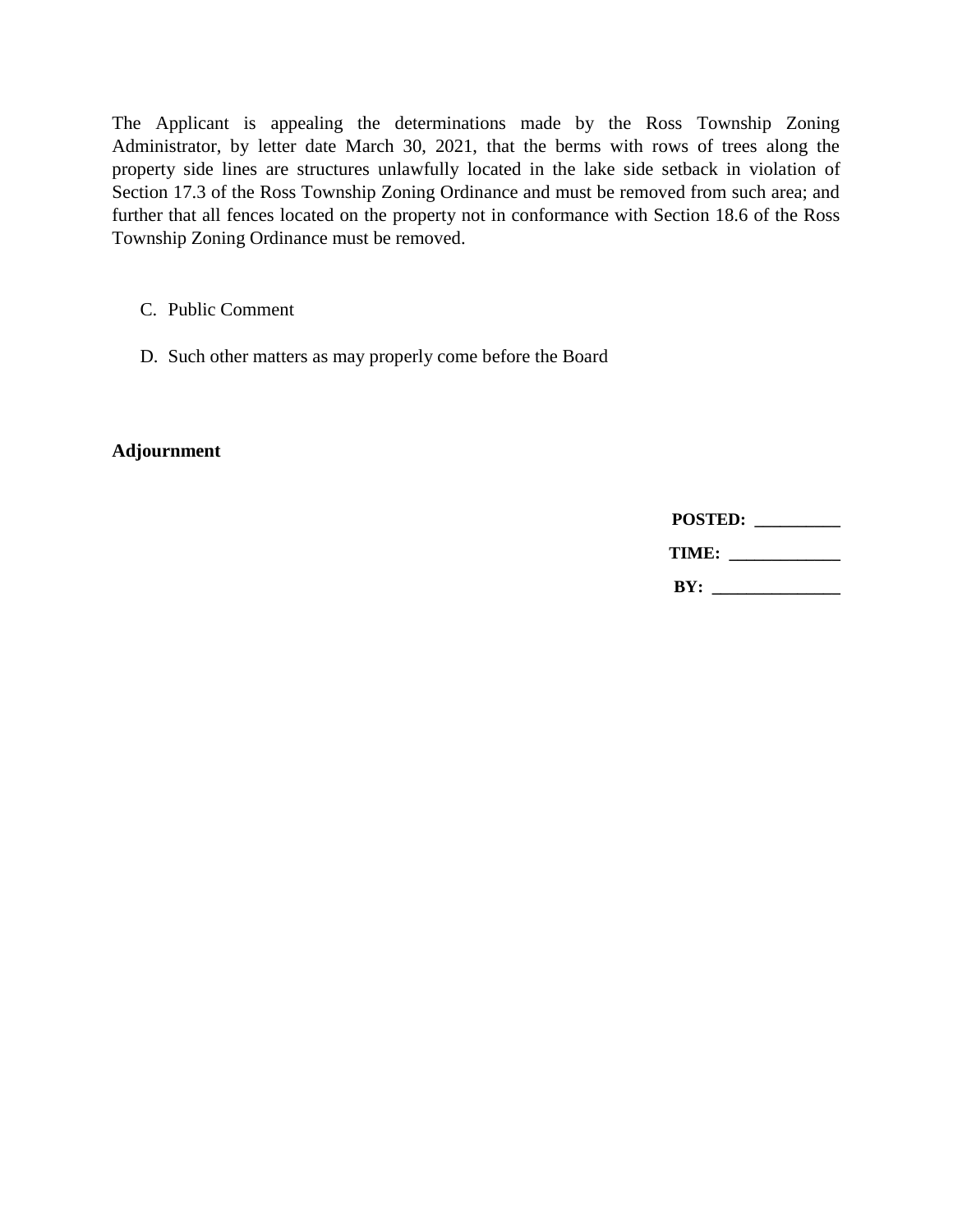The Applicant is appealing the determinations made by the Ross Township Zoning Administrator, by letter date March 30, 2021, that the berms with rows of trees along the property side lines are structures unlawfully located in the lake side setback in violation of Section 17.3 of the Ross Township Zoning Ordinance and must be removed from such area; and further that all fences located on the property not in conformance with Section 18.6 of the Ross Township Zoning Ordinance must be removed.

C. Public Comment

D. Such other matters as may properly come before the Board

**Adjournment**

**POSTED: __________**

**TIME: _____________**

**BY: _______________**